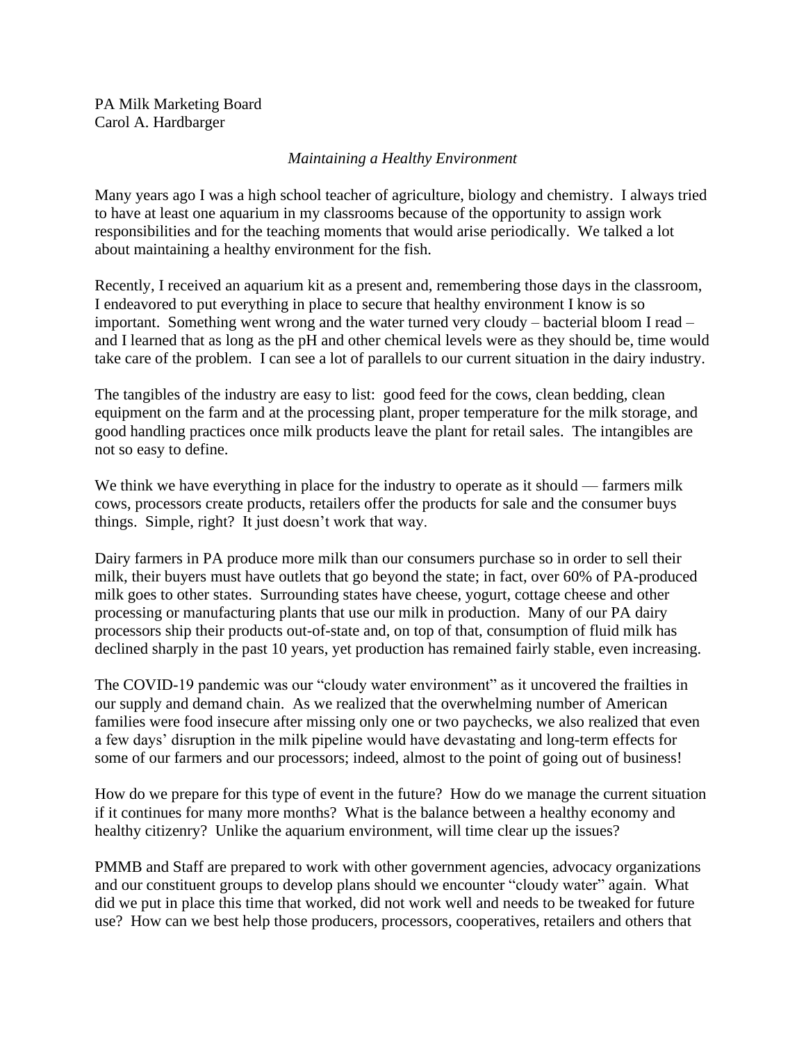PA Milk Marketing Board
Carol A. Hardbarger

*Maintaining a Healthy Environment*

Many years ago I was a high school teacher of agriculture, biology and chemistry. I always tried to have at least one aquarium in my classrooms because of the opportunity to assign work responsibilities and for the teaching moments that would arise periodically. We talked a lot about maintaining a healthy environment for the fish.

Recently, I received an aquarium kit as a present and, remembering those days in the classroom, I endeavored to put everything in place to secure that healthy environment I know is so important. Something went wrong and the water turned very cloudy – bacterial bloom I read – and I learned that as long as the pH and other chemical levels were as they should be, time would take care of the problem. I can see a lot of parallels to our current situation in the dairy industry.

The tangibles of the industry are easy to list: good feed for the cows, clean bedding, clean equipment on the farm and at the processing plant, proper temperature for the milk storage, and good handling practices once milk products leave the plant for retail sales. The intangibles are not so easy to define.

We think we have everything in place for the industry to operate as it should — farmers milk cows, processors create products, retailers offer the products for sale and the consumer buys things. Simple, right? It just doesn't work that way.

Dairy farmers in PA produce more milk than our consumers purchase so in order to sell their milk, their buyers must have outlets that go beyond the state; in fact, over 60% of PA-produced milk goes to other states. Surrounding states have cheese, yogurt, cottage cheese and other processing or manufacturing plants that use our milk in production. Many of our PA dairy processors ship their products out-of-state and, on top of that, consumption of fluid milk has declined sharply in the past 10 years, yet production has remained fairly stable, even increasing.

The COVID-19 pandemic was our "cloudy water environment" as it uncovered the frailties in our supply and demand chain. As we realized that the overwhelming number of American families were food insecure after missing only one or two paychecks, we also realized that even a few days' disruption in the milk pipeline would have devastating and long-term effects for some of our farmers and our processors; indeed, almost to the point of going out of business!

How do we prepare for this type of event in the future? How do we manage the current situation if it continues for many more months? What is the balance between a healthy economy and healthy citizenry? Unlike the aquarium environment, will time clear up the issues?

PMMB and Staff are prepared to work with other government agencies, advocacy organizations and our constituent groups to develop plans should we encounter "cloudy water" again. What did we put in place this time that worked, did not work well and needs to be tweaked for future use? How can we best help those producers, processors, cooperatives, retailers and others that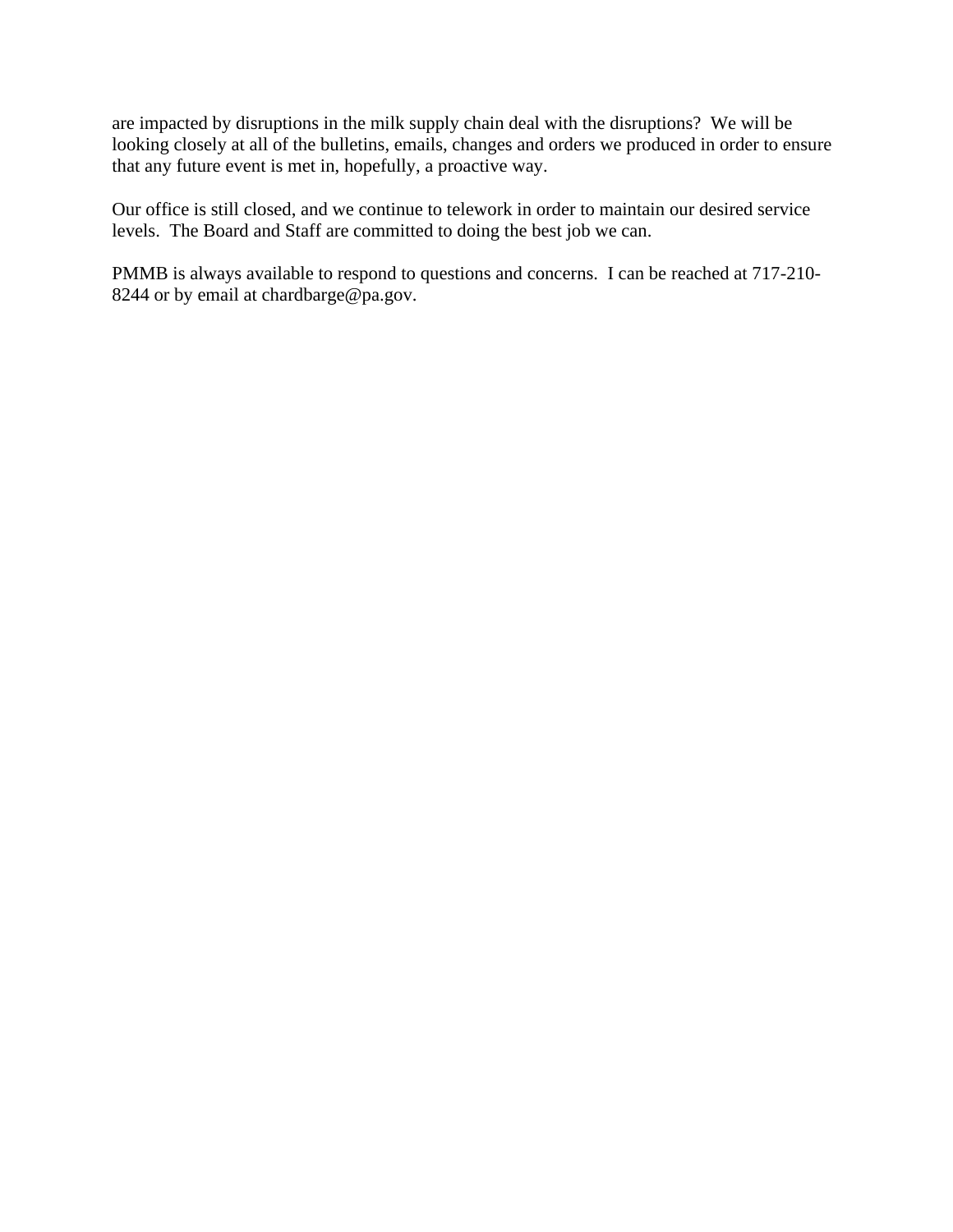are impacted by disruptions in the milk supply chain deal with the disruptions? We will be looking closely at all of the bulletins, emails, changes and orders we produced in order to ensure that any future event is met in, hopefully, a proactive way.

Our office is still closed, and we continue to telework in order to maintain our desired service levels. The Board and Staff are committed to doing the best job we can.

PMMB is always available to respond to questions and concerns. I can be reached at 717-210-8244 or by email at chardbarge@pa.gov.